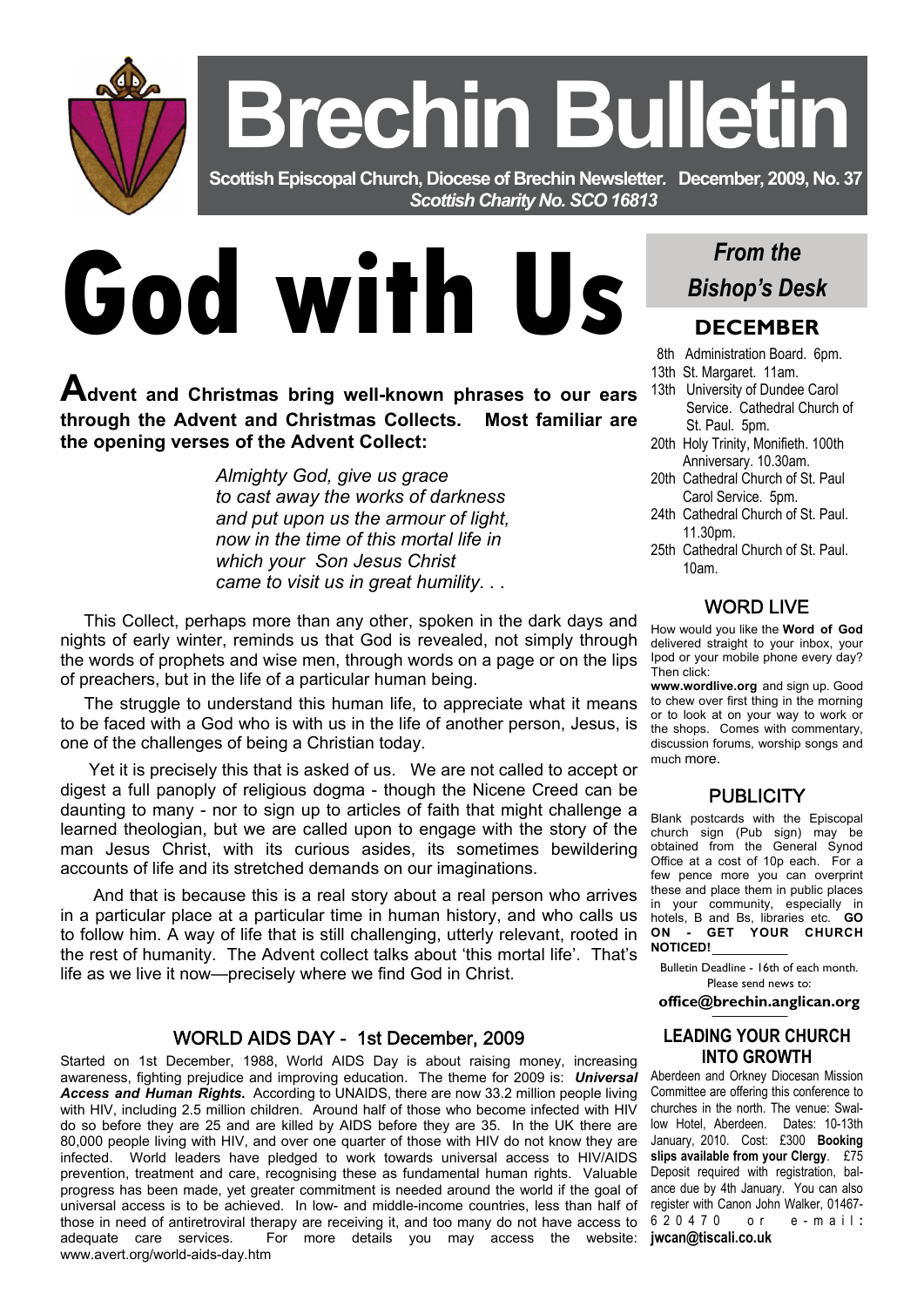# Brechin Bulletin

**Scottish Episcopal Church, Diocese of Brechin Newsletter. December, 2009, No. 37**

***Scottish Charity No. SCO 16813***

# God with Us

**Advent and Christmas bring well-known phrases to our ears through the Advent and Christmas Collects. Most familiar are the opening verses of the Advent Collect:**

*Almighty God, give us grace*
*to cast away the works of darkness*
*and put upon us the armour of light,*
*now in the time of this mortal life in*
*which your Son Jesus Christ*
*came to visit us in great humility. . .*

This Collect, perhaps more than any other, spoken in the dark days and nights of early winter, reminds us that God is revealed, not simply through the words of prophets and wise men, through words on a page or on the lips of preachers, but in the life of a particular human being.

The struggle to understand this human life, to appreciate what it means to be faced with a God who is with us in the life of another person, Jesus, is one of the challenges of being a Christian today.

Yet it is precisely this that is asked of us. We are not called to accept or digest a full panoply of religious dogma - though the Nicene Creed can be daunting to many - nor to sign up to articles of faith that might challenge a learned theologian, but we are called upon to engage with the story of the man Jesus Christ, with its curious asides, its sometimes bewildering accounts of life and its stretched demands on our imaginations.

And that is because this is a real story about a real person who arrives in a particular place at a particular time in human history, and who calls us to follow him. A way of life that is still challenging, utterly relevant, rooted in the rest of humanity. The Advent collect talks about 'this mortal life'. That's life as we live it now—precisely where we find God in Christ.

## WORLD AIDS DAY - 1st December, 2009

Started on 1st December, 1988, World AIDS Day is about raising money, increasing awareness, fighting prejudice and improving education. The theme for 2009 is: ***Universal Access and Human Rights.*** According to UNAIDS, there are now 33.2 million people living with HIV, including 2.5 million children. Around half of those who become infected with HIV do so before they are 25 and are killed by AIDS before they are 35. In the UK there are 80,000 people living with HIV, and over one quarter of those with HIV do not know they are infected. World leaders have pledged to work towards universal access to HIV/AIDS prevention, treatment and care, recognising these as fundamental human rights. Valuable progress has been made, yet greater commitment is needed around the world if the goal of universal access is to be achieved. In low- and middle-income countries, less than half of those in need of antiretroviral therapy are receiving it, and too many do not have access to adequate care services. For more details you may access the website: www.avert.org/world-aids-day.htm

## *From the Bishop's Desk*

### DECEMBER

- 8th Administration Board. 6pm.
- 13th St. Margaret. 11am.
- 13th University of Dundee Carol Service. Cathedral Church of St. Paul. 5pm.
- 20th Holy Trinity, Monifieth. 100th Anniversary. 10.30am.
- 20th Cathedral Church of St. Paul Carol Service. 5pm.
- 24th Cathedral Church of St. Paul. 11.30pm.
- 25th Cathedral Church of St. Paul. 10am.

## WORD LIVE

How would you like the **Word of God** delivered straight to your inbox, your Ipod or your mobile phone every day? Then click: **www.wordlive.org** and sign up. Good to chew over first thing in the morning or to look at on your way to work or the shops. Comes with commentary, discussion forums, worship songs and much more.

## PUBLICITY

Blank postcards with the Episcopal church sign (Pub sign) may be obtained from the General Synod Office at a cost of 10p each. For a few pence more you can overprint these and place them in public places in your community, especially in hotels, B and Bs, libraries etc. **GO ON - GET YOUR CHURCH NOTICED!**

Bulletin Deadline - 16th of each month. Please send news to:

**office@brechin.anglican.org**

## LEADING YOUR CHURCH INTO GROWTH

Aberdeen and Orkney Diocesan Mission Committee are offering this conference to churches in the north. The venue: Swallow Hotel, Aberdeen. Dates: 10-13th January, 2010. Cost: £300 **Booking slips available from your Clergy**. £75 Deposit required with registration, balance due by 4th January. You can also register with Canon John Walker, 01467-620470 or e-mail: **jwcan@tiscali.co.uk**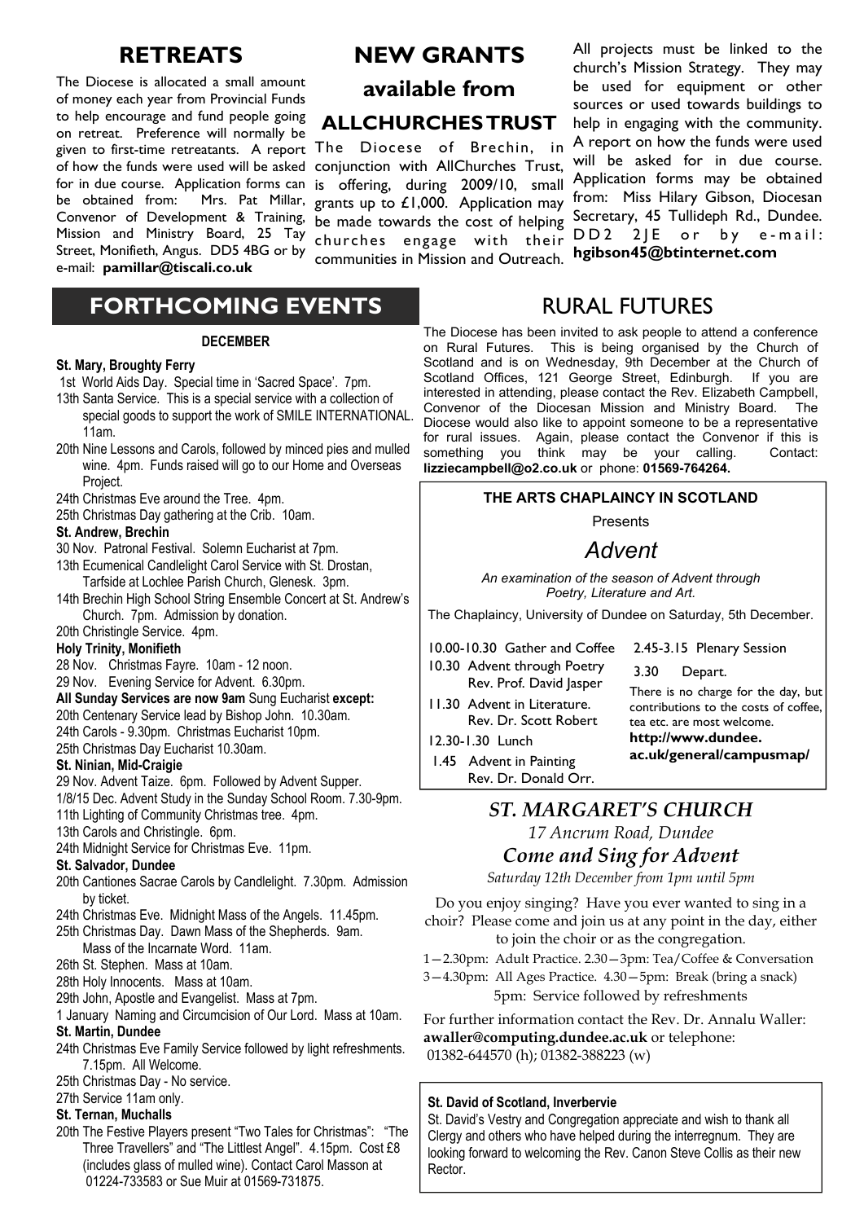## RETREATS

The Diocese is allocated a small amount of money each year from Provincial Funds to help encourage and fund people going on retreat. Preference will normally be given to first-time retreatants. A report of how the funds were used will be asked for in due course. Application forms can be obtained from: Mrs. Pat Millar, Convenor of Development & Training, Mission and Ministry Board, 25 Tay Street, Monifieth, Angus. DD5 4BG or by e-mail: **pamillar@tiscali.co.uk**

## NEW GRANTS available from ALLCHURCHES TRUST

The Diocese of Brechin, in conjunction with AllChurches Trust, is offering, during 2009/10, small grants up to £1,000. Application may be made towards the cost of helping churches engage with their communities in Mission and Outreach. All projects must be linked to the church's Mission Strategy. They may be used for equipment or other sources or used towards buildings to help in engaging with the community. A report on how the funds were used will be asked for in due course. Application forms may be obtained from: Miss Hilary Gibson, Diocesan Secretary, 45 Tullideph Rd., Dundee. DD2 2JE or by e-mail: **hgibson45@btinternet.com**

## FORTHCOMING EVENTS

### DECEMBER

**St. Mary, Broughty Ferry**

1st World Aids Day. Special time in 'Sacred Space'. 7pm.
13th Santa Service. This is a special service with a collection of special goods to support the work of SMILE INTERNATIONAL. 11am.
20th Nine Lessons and Carols, followed by minced pies and mulled wine. 4pm. Funds raised will go to our Home and Overseas Project.
24th Christmas Eve around the Tree. 4pm.
25th Christmas Day gathering at the Crib. 10am.

**St. Andrew, Brechin**

30 Nov. Patronal Festival. Solemn Eucharist at 7pm.
13th Ecumenical Candlelight Carol Service with St. Drostan, Tarfside at Lochlee Parish Church, Glenesk. 3pm.
14th Brechin High School String Ensemble Concert at St. Andrew's Church. 7pm. Admission by donation.
20th Christingle Service. 4pm.

**Holy Trinity, Monifieth**

28 Nov. Christmas Fayre. 10am - 12 noon.
29 Nov. Evening Service for Advent. 6.30pm.
**All Sunday Services are now 9am** Sung Eucharist **except:**
20th Centenary Service lead by Bishop John. 10.30am.
24th Carols - 9.30pm. Christmas Eucharist 10pm.
25th Christmas Day Eucharist 10.30am.

**St. Ninian, Mid-Craigie**

29 Nov. Advent Taize. 6pm. Followed by Advent Supper.
1/8/15 Dec. Advent Study in the Sunday School Room. 7.30-9pm.
11th Lighting of Community Christmas tree. 4pm.
13th Carols and Christingle. 6pm.
24th Midnight Service for Christmas Eve. 11pm.

**St. Salvador, Dundee**

20th Cantiones Sacrae Carols by Candlelight. 7.30pm. Admission by ticket.
24th Christmas Eve. Midnight Mass of the Angels. 11.45pm.
25th Christmas Day. Dawn Mass of the Shepherds. 9am. Mass of the Incarnate Word. 11am.
26th St. Stephen. Mass at 10am.
28th Holy Innocents. Mass at 10am.
29th John, Apostle and Evangelist. Mass at 7pm.
1 January Naming and Circumcision of Our Lord. Mass at 10am.

**St. Martin, Dundee**

24th Christmas Eve Family Service followed by light refreshments. 7.15pm. All Welcome.
25th Christmas Day - No service.
27th Service 11am only.

**St. Ternan, Muchalls**

20th The Festive Players present "Two Tales for Christmas": "The Three Travellers" and "The Littlest Angel". 4.15pm. Cost £8 (includes glass of mulled wine). Contact Carol Masson at 01224-733583 or Sue Muir at 01569-731875.

## RURAL FUTURES

The Diocese has been invited to ask people to attend a conference on Rural Futures. This is being organised by the Church of Scotland and is on Wednesday, 9th December at the Church of Scotland Offices, 121 George Street, Edinburgh. If you are interested in attending, please contact the Rev. Elizabeth Campbell, Convenor of the Diocesan Mission and Ministry Board. The Diocese would also like to appoint someone to be a representative for rural issues. Again, please contact the Convenor if this is something you think may be your calling. Contact: **lizziecampbell@o2.co.uk** or phone: **01569-764264.**

### THE ARTS CHAPLAINCY IN SCOTLAND

Presents

## *Advent*

*An examination of the season of Advent through Poetry, Literature and Art.*

The Chaplaincy, University of Dundee on Saturday, 5th December.

10.00-10.30 Gather and Coffee
10.30 Advent through Poetry
Rev. Prof. David Jasper
11.30 Advent in Literature.
Rev. Dr. Scott Robert
12.30-1.30 Lunch
1.45 Advent in Painting
Rev. Dr. Donald Orr.
2.45-3.15 Plenary Session
3.30 Depart.

There is no charge for the day, but contributions to the costs of coffee, tea etc. are most welcome.

**http://www.dundee.ac.uk/general/campusmap/**

## *ST. MARGARET'S CHURCH*

*17 Ancrum Road, Dundee*

### *Come and Sing for Advent*

*Saturday 12th December from 1pm until 5pm*

Do you enjoy singing? Have you ever wanted to sing in a choir? Please come and join us at any point in the day, either to join the choir or as the congregation.

1—2.30pm: Adult Practice. 2.30—3pm: Tea/Coffee & Conversation
3—4.30pm: All Ages Practice. 4.30—5pm: Break (bring a snack)
5pm: Service followed by refreshments

For further information contact the Rev. Dr. Annalu Waller: **awaller@computing.dundee.ac.uk** or telephone: 01382-644570 (h); 01382-388223 (w)

**St. David of Scotland, Inverbervie**

St. David's Vestry and Congregation appreciate and wish to thank all Clergy and others who have helped during the interregnum. They are looking forward to welcoming the Rev. Canon Steve Collis as their new Rector.